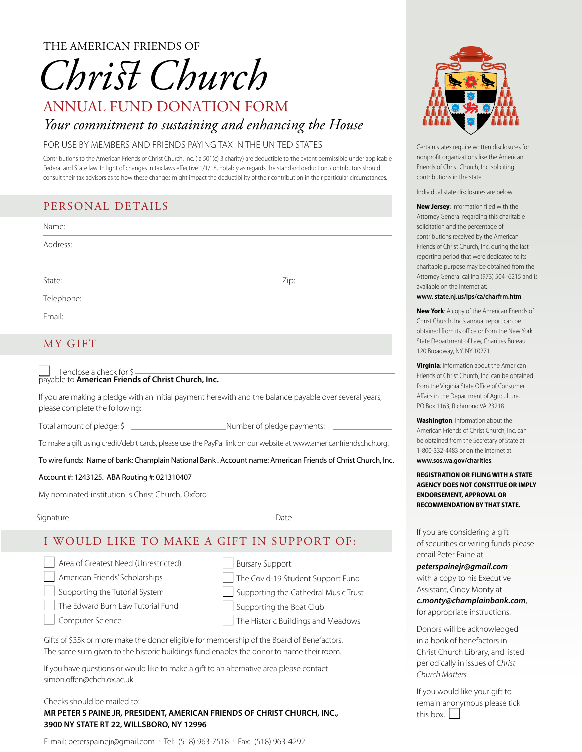THE AMERICAN FRIENDS OF

# Christ Church

## ANNUAL FUND DONATION FORM

*Your commitment to sustaining and enhancing the House*

FOR USE BY MEMBERS AND FRIENDS PAYING TAX IN THE UNITED STATES

Contributions to the American Friends of Christ Church, Inc. ( a 501(c) 3 charity) are deductible to the extent permissible under applicable Federal and State law. In light of changes in tax laws effective 1/1/18, notably as regards the standard deduction, contributors should consult their tax advisors as to how these changes might impact the deductibility of their contribution in their particular circumstances.

## PERSONAL DETAILS

Name:

Address:

State: Zip:

Telephone:

Email:

## MY GIFT

☐ I enclose a check for $ ______ payable to **American Friends of Christ Church, Inc.**

If you are making a pledge with an initial payment herewith and the balance payable over several years, please complete the following:

Total amount of pledge: $ ______ Number of pledge payments: ______

To make a gift using credit/debit cards, please use the PayPal link on our website at www.americanfriendschch.org.

To wire funds: Name of bank: Champlain National Bank . Account name: American Friends of Christ Church, Inc.

Account #: 1243125. ABA Routing #: 021310407

My nominated institution is Christ Church, Oxford

Signature Date

## I WOULD LIKE TO MAKE A GIFT IN SUPPORT OF:

- ☐ Area of Greatest Need (Unrestricted)
- ☐ American Friends' Scholarships
- ☐ Supporting the Tutorial System
- ☐ The Edward Burn Law Tutorial Fund
- ☐ Computer Science
- ☐ Bursary Support
- ☐ The Covid-19 Student Support Fund
- ☐ Supporting the Cathedral Music Trust
- ☐ Supporting the Boat Club
- ☐ The Historic Buildings and Meadows

Gifts of $35k or more make the donor eligible for membership of the Board of Benefactors. The same sum given to the historic buildings fund enables the donor to name their room.

If you have questions or would like to make a gift to an alternative area please contact simon.offen@chch.ox.ac.uk

Checks should be mailed to:
**MR PETER S PAINE JR, PRESIDENT, AMERICAN FRIENDS OF CHRIST CHURCH, INC., 3900 NY STATE RT 22, WILLSBORO, NY 12996**

E-mail: peterspainejr@gmail.com · Tel: (518) 963-7518 · Fax: (518) 963-4292

Certain states require written disclosures for nonprofit organizations like the American Friends of Christ Church, Inc. soliciting contributions in the state.

Individual state disclosures are below.

**New Jersey**: Information filed with the Attorney General regarding this charitable solicitation and the percentage of contributions received by the American Friends of Christ Church, Inc. during the last reporting period that were dedicated to its charitable purpose may be obtained from the Attorney General calling (973) 504 -6215 and is available on the Internet at: **www. state.nj.us/lps/ca/charfrm.htm**.

**New York**: A copy of the American Friends of Christ Church, Inc.'s annual report can be obtained from its office or from the New York State Department of Law, Charities Bureau 120 Broadway, NY, NY 10271.

**Virginia**: Information about the American Friends of Christ Church, Inc. can be obtained from the Virginia State Office of Consumer Affairs in the Department of Agriculture, PO Box 1163, Richmond VA 23218.

**Washington**: Information about the American Friends of Christ Church, Inc, can be obtained from the Secretary of State at 1-800-332-4483 or on the internet at: **www.sos.wa.gov/charities**.

**REGISTRATION OR FILING WITH A STATE AGENCY DOES NOT CONSTITUE OR IMPLY ENDORSEMENT, APPROVAL OR RECOMMENDATION BY THAT STATE.**

If you are considering a gift of securities or wiring funds please email Peter Paine at ***peterspainejr@gmail.com*** with a copy to his Executive Assistant, Cindy Monty at ***c.monty@champlainbank.com***, for appropriate instructions.

Donors will be acknowledged in a book of benefactors in Christ Church Library, and listed periodically in issues of *Christ Church Matters*.

If you would like your gift to remain anonymous please tick this box. ☐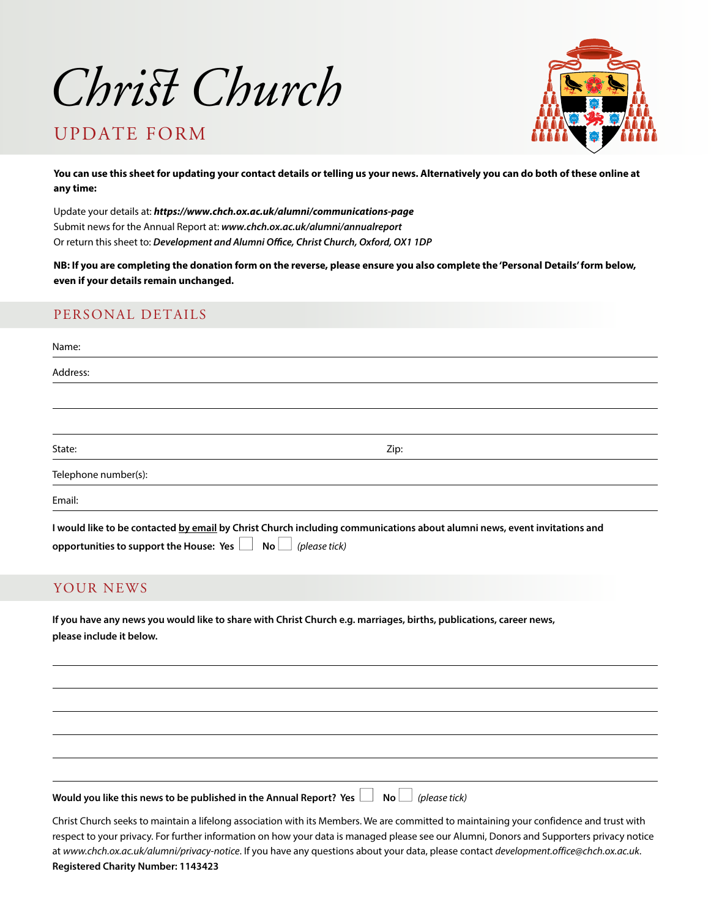# Christ Church

## UPDATE FORM

**You can use this sheet for updating your contact details or telling us your news. Alternatively you can do both of these online at any time:**

Update your details at: ***https://www.chch.ox.ac.uk/alumni/communications-page***
Submit news for the Annual Report at: ***www.chch.ox.ac.uk/alumni/annualreport***
Or return this sheet to: ***Development and Alumni Office, Christ Church, Oxford, OX1 1DP***

**NB: If you are completing the donation form on the reverse, please ensure you also complete the 'Personal Details' form below, even if your details remain unchanged.**

## PERSONAL DETAILS

Name:

Address:

State: Zip:

Telephone number(s):

Email:

**I would like to be contacted by email by Christ Church including communications about alumni news, event invitations and opportunities to support the House: Yes ☐ No ☐** *(please tick)*

## YOUR NEWS

**If you have any news you would like to share with Christ Church e.g. marriages, births, publications, career news, please include it below.**

**Would you like this news to be published in the Annual Report? Yes ☐ No ☐** *(please tick)*

Christ Church seeks to maintain a lifelong association with its Members. We are committed to maintaining your confidence and trust with respect to your privacy. For further information on how your data is managed please see our Alumni, Donors and Supporters privacy notice at *www.chch.ox.ac.uk/alumni/privacy-notice*. If you have any questions about your data, please contact *development.office@chch.ox.ac.uk*.
**Registered Charity Number: 1143423**